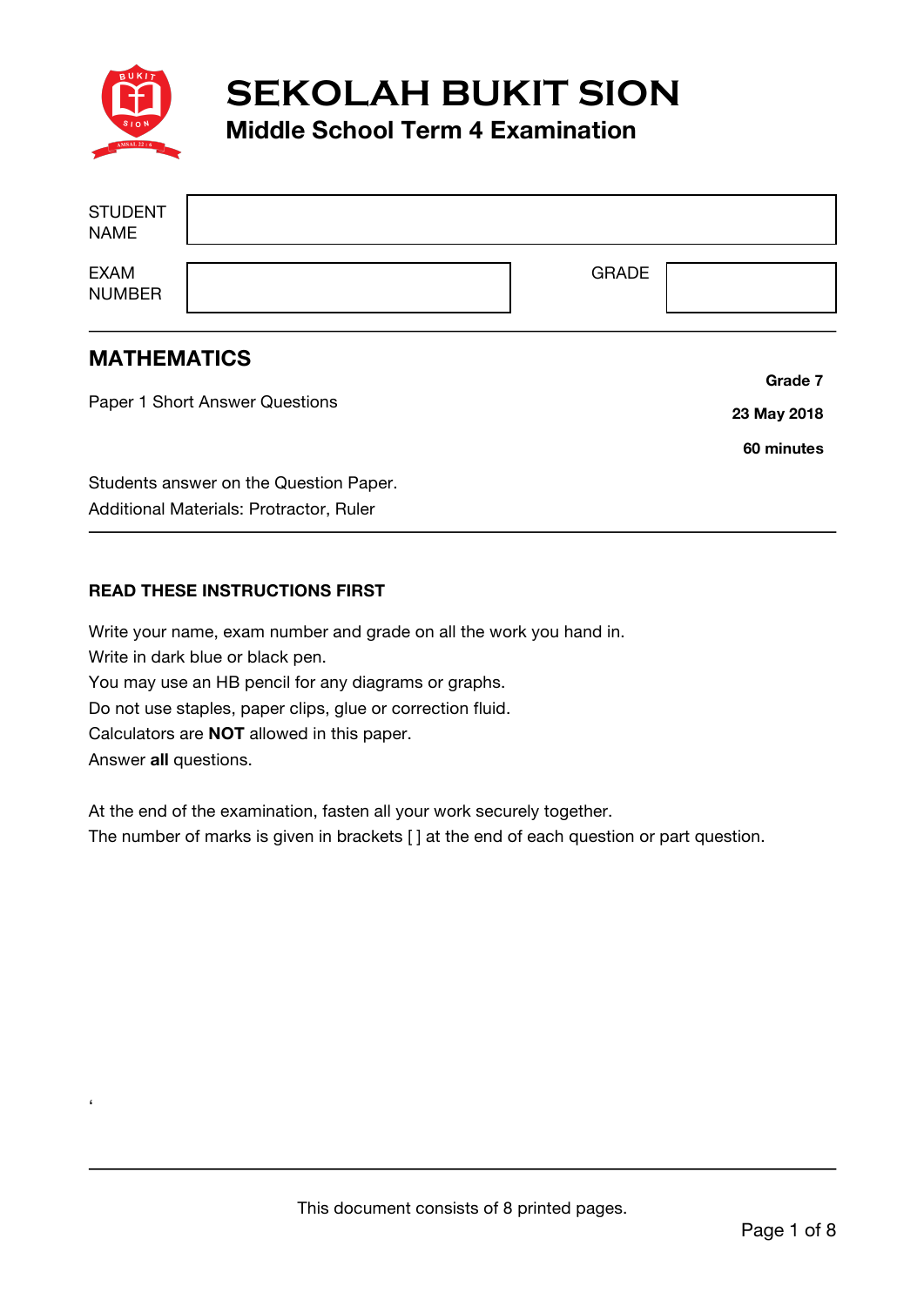# SEKOLAH BUKIT SION

## Middle School Term 4 Examination

| | | | |
|---|---|---|---|
| STUDENT NAME | | | |
| EXAM NUMBER | | GRADE | |

## MATHEMATICS

Paper 1 Short Answer Questions

**Grade 7**

**23 May 2018**

**60 minutes**

Students answer on the Question Paper.
Additional Materials: Protractor, Ruler

**READ THESE INSTRUCTIONS FIRST**

Write your name, exam number and grade on all the work you hand in.
Write in dark blue or black pen.
You may use an HB pencil for any diagrams or graphs.
Do not use staples, paper clips, glue or correction fluid.
Calculators are **NOT** allowed in this paper.
Answer **all** questions.

At the end of the examination, fasten all your work securely together.
The number of marks is given in brackets [ ] at the end of each question or part question.

This document consists of 8 printed pages.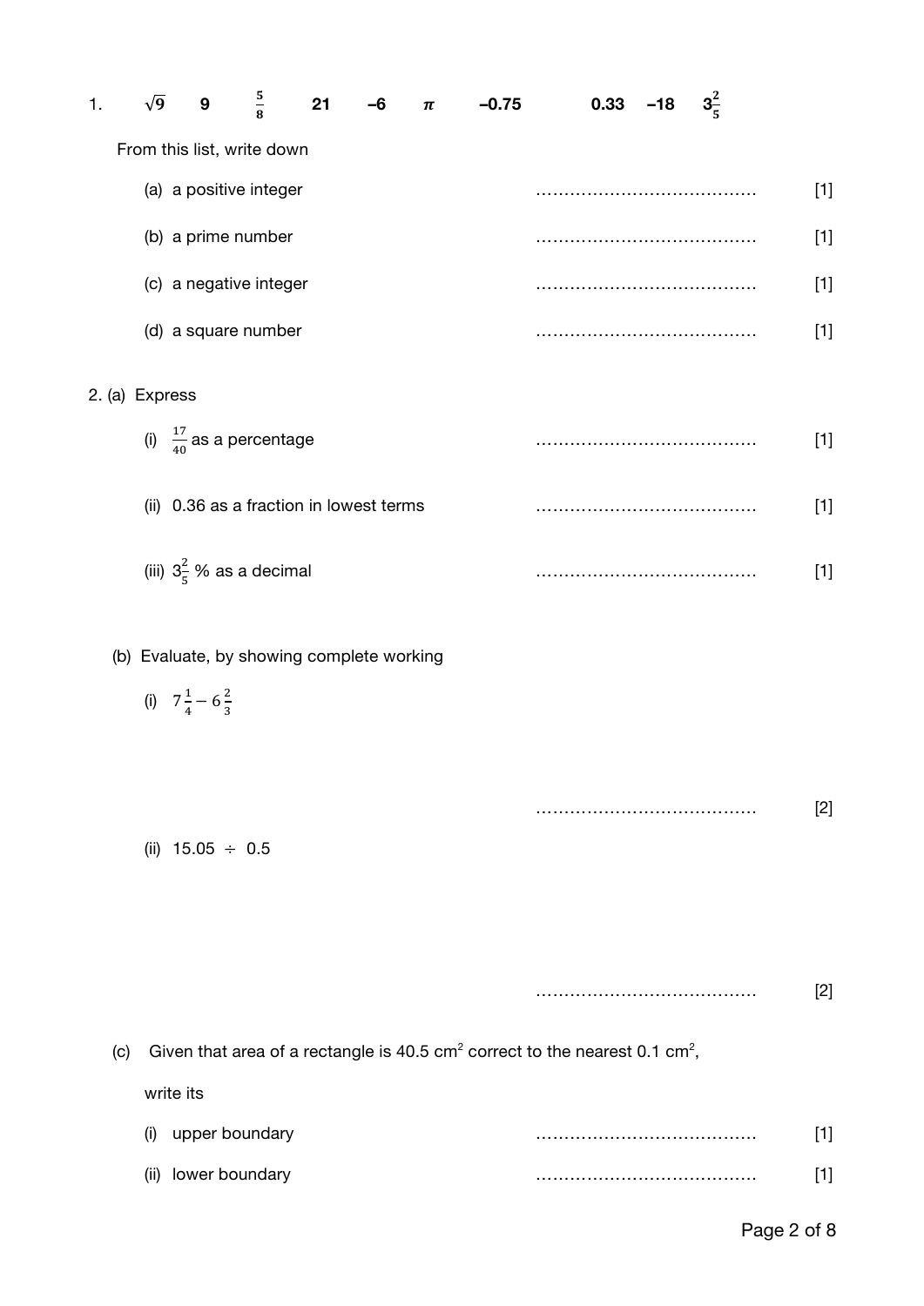1. $\sqrt{9}$ &nbsp;&nbsp; 9 &nbsp;&nbsp; $\frac{5}{8}$ &nbsp;&nbsp; 21 &nbsp;&nbsp; –6 &nbsp;&nbsp; $\pi$ &nbsp;&nbsp; –0.75 &nbsp;&nbsp; 0.33 &nbsp;&nbsp; –18 &nbsp;&nbsp; $3\frac{2}{5}$

From this list, write down

(a) a positive integer ………………………………… [1]

(b) a prime number ………………………………… [1]

(c) a negative integer ………………………………… [1]

(d) a square number ………………………………… [1]

2. (a) Express

(i) $\frac{17}{40}$ as a percentage ………………………………… [1]

(ii) 0.36 as a fraction in lowest terms ………………………………… [1]

(iii) $3\frac{2}{5}$ % as a decimal ………………………………… [1]

(b) Evaluate, by showing complete working

(i) $7\frac{1}{4} - 6\frac{2}{3}$

………………………………… [2]

(ii) $15.05 \div 0.5$

………………………………… [2]

(c) Given that area of a rectangle is 40.5 cm$^2$ correct to the nearest 0.1 cm$^2$,

write its

(i) upper boundary ………………………………… [1]

(ii) lower boundary ………………………………… [1]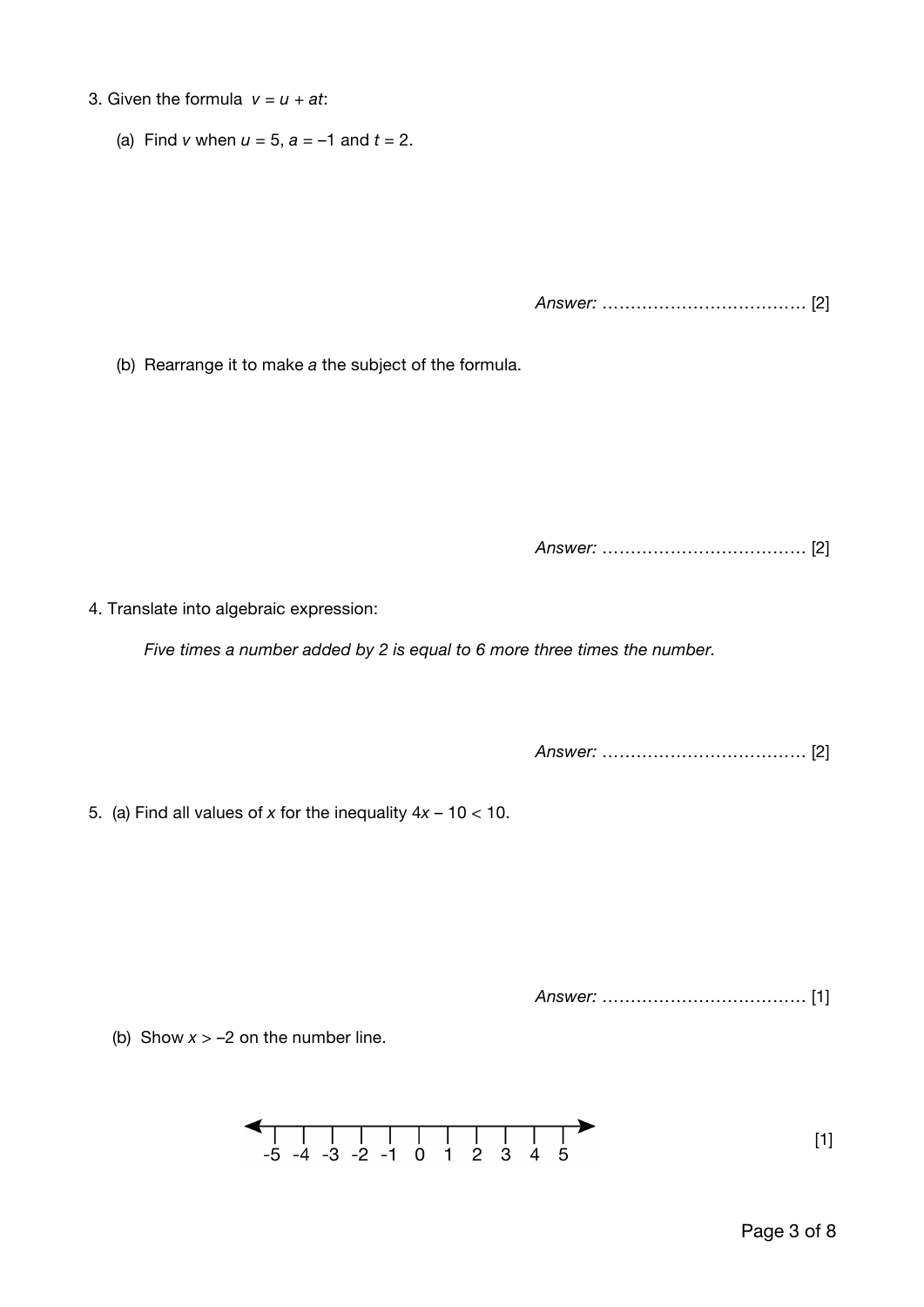3. Given the formula $v = u + at$:

   (a) Find $v$ when $u = 5$, $a = -1$ and $t = 2$.

   *Answer:* ……………………………… [2]

   (b) Rearrange it to make $a$ the subject of the formula.

   *Answer:* ……………………………… [2]

4. Translate into algebraic expression:

   *Five times a number added by 2 is equal to 6 more three times the number.*

   *Answer:* ……………………………… [2]

5. (a) Find all values of $x$ for the inequality $4x - 10 < 10$.

   *Answer:* ……………………………… [1]

   (b) Show $x > -2$ on the number line.

   -5 -4 -3 -2 -1 0 1 2 3 4 5

   [1]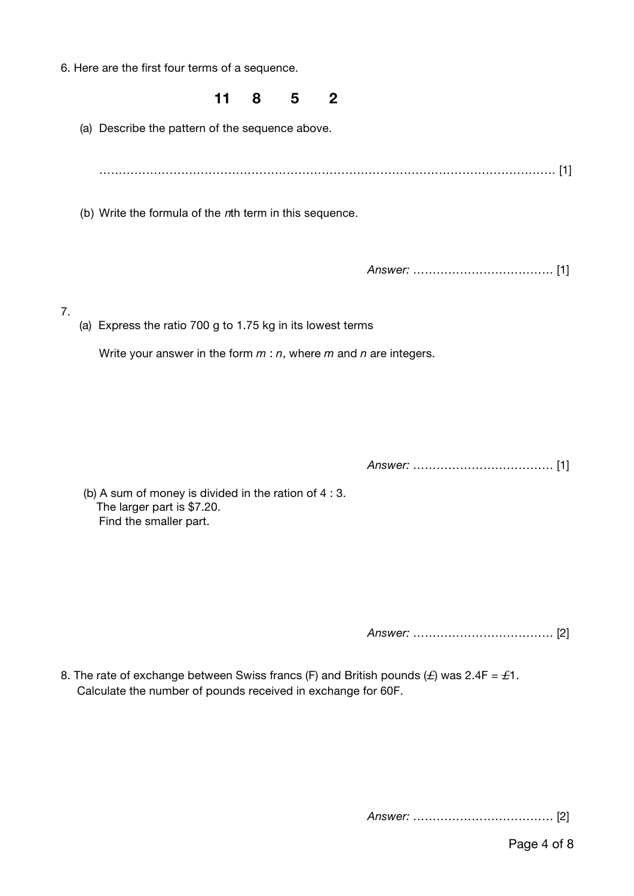6. Here are the first four terms of a sequence.

**11 8 5 2**

(a) Describe the pattern of the sequence above.

………………………………………………………………………………………………………… [1]

(b) Write the formula of the *n*th term in this sequence.

*Answer:* ……………………………… [1]

7.

(a) Express the ratio 700 g to 1.75 kg in its lowest terms

Write your answer in the form $m : n$, where $m$ and $n$ are integers.

*Answer:* ……………………………… [1]

(b) A sum of money is divided in the ration of 4 : 3.
The larger part is $7.20.
Find the smaller part.

*Answer:* ……………………………… [2]

8. The rate of exchange between Swiss francs (F) and British pounds (£) was 2.4F = £1.
Calculate the number of pounds received in exchange for 60F.

*Answer:* ……………………………… [2]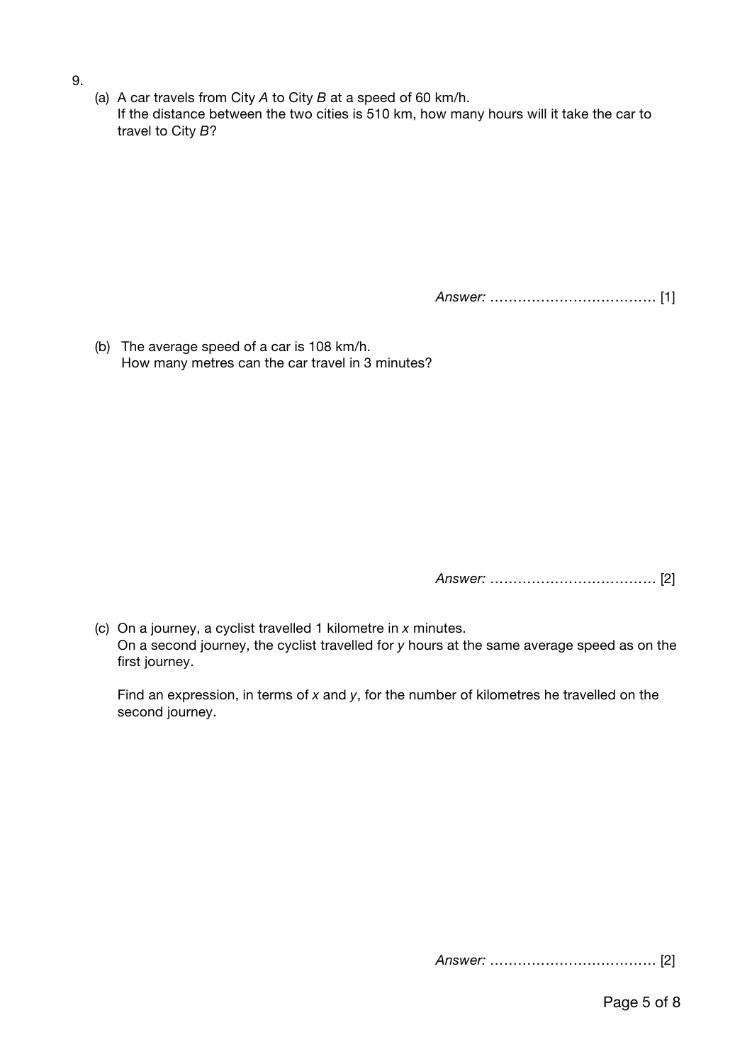9.

(a) A car travels from City *A* to City *B* at a speed of 60 km/h.
If the distance between the two cities is 510 km, how many hours will it take the car to travel to City *B*?

*Answer:* ……………………………… [1]

(b) The average speed of a car is 108 km/h.
How many metres can the car travel in 3 minutes?

*Answer:* ……………………………… [2]

(c) On a journey, a cyclist travelled 1 kilometre in $x$ minutes.
On a second journey, the cyclist travelled for $y$ hours at the same average speed as on the first journey.

Find an expression, in terms of $x$ and $y$, for the number of kilometres he travelled on the second journey.

*Answer:* ……………………………… [2]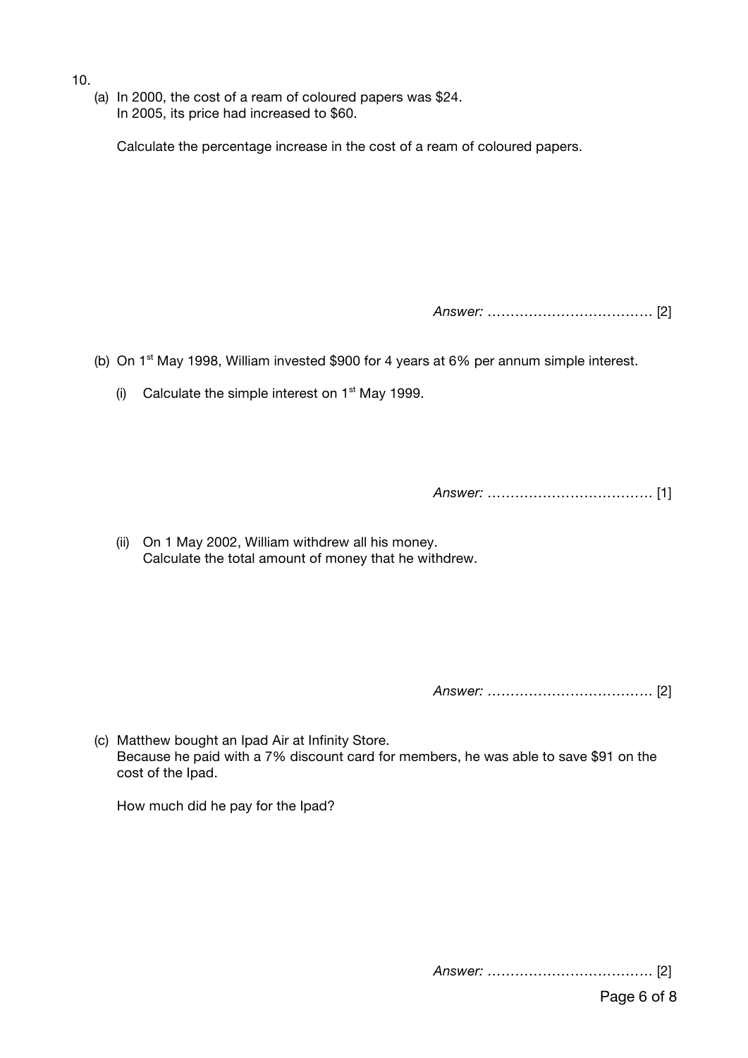10.

(a) In 2000, the cost of a ream of coloured papers was \$24.
In 2005, its price had increased to \$60.

Calculate the percentage increase in the cost of a ream of coloured papers.

*Answer:* ……………………………… [2]

(b) On 1st May 1998, William invested \$900 for 4 years at 6% per annum simple interest.

(i) Calculate the simple interest on 1st May 1999.

*Answer:* ……………………………… [1]

(ii) On 1 May 2002, William withdrew all his money.
Calculate the total amount of money that he withdrew.

*Answer:* ……………………………… [2]

(c) Matthew bought an Ipad Air at Infinity Store.
Because he paid with a 7% discount card for members, he was able to save \$91 on the cost of the Ipad.

How much did he pay for the Ipad?

*Answer:* ……………………………… [2]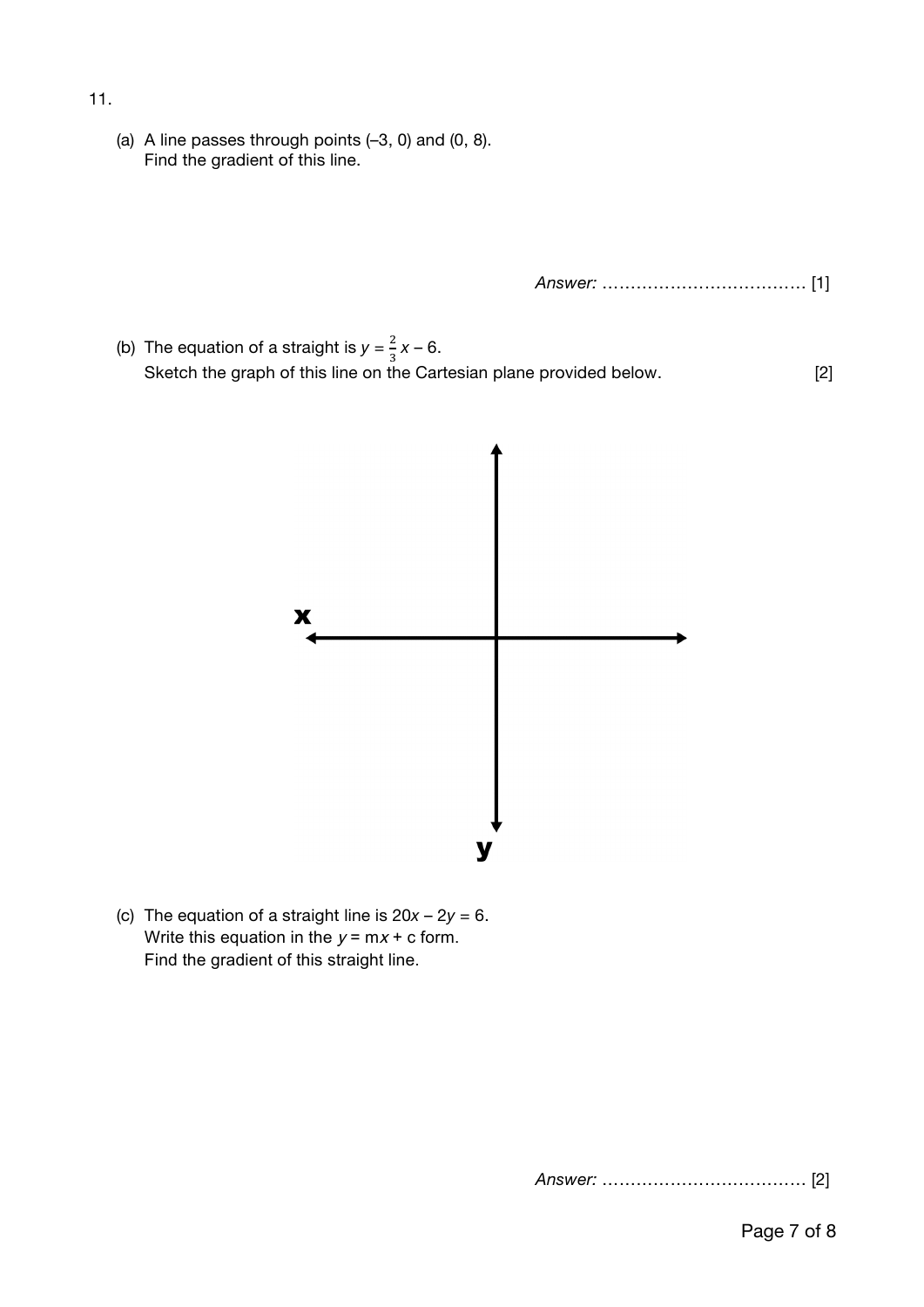11.

(a) A line passes through points (–3, 0) and (0, 8).
Find the gradient of this line.

*Answer:* ……………………………… [1]

(b) The equation of a straight is $y = \frac{2}{3}x - 6$.
Sketch the graph of this line on the Cartesian plane provided below. [2]

(c) The equation of a straight line is $20x - 2y = 6$.
Write this equation in the $y = mx + c$ form.
Find the gradient of this straight line.

*Answer:* ……………………………… [2]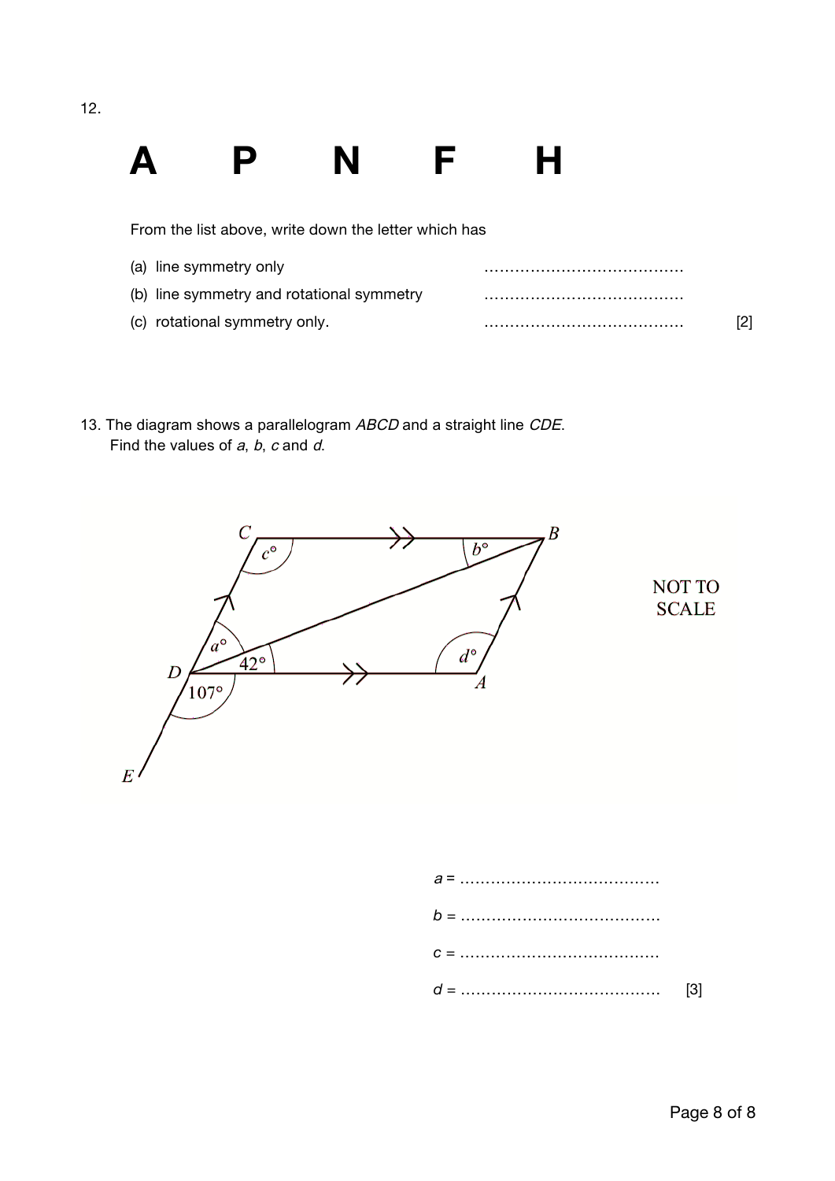12.

**A P N F H**

From the list above, write down the letter which has

(a) line symmetry only ……………………………………

(b) line symmetry and rotational symmetry ……………………………………

(c) rotational symmetry only. …………………………………… [2]

13. The diagram shows a parallelogram *ABCD* and a straight line *CDE*.
Find the values of $a$, $b$, $c$ and $d$.

C
$c°$
$b°$
B
$a°$
D
$42°$
$107°$
$d°$
A
E
NOT TO SCALE

$a$ = ……………………………………

$b$ = ……………………………………

$c$ = ……………………………………

$d$ = …………………………………… [3]